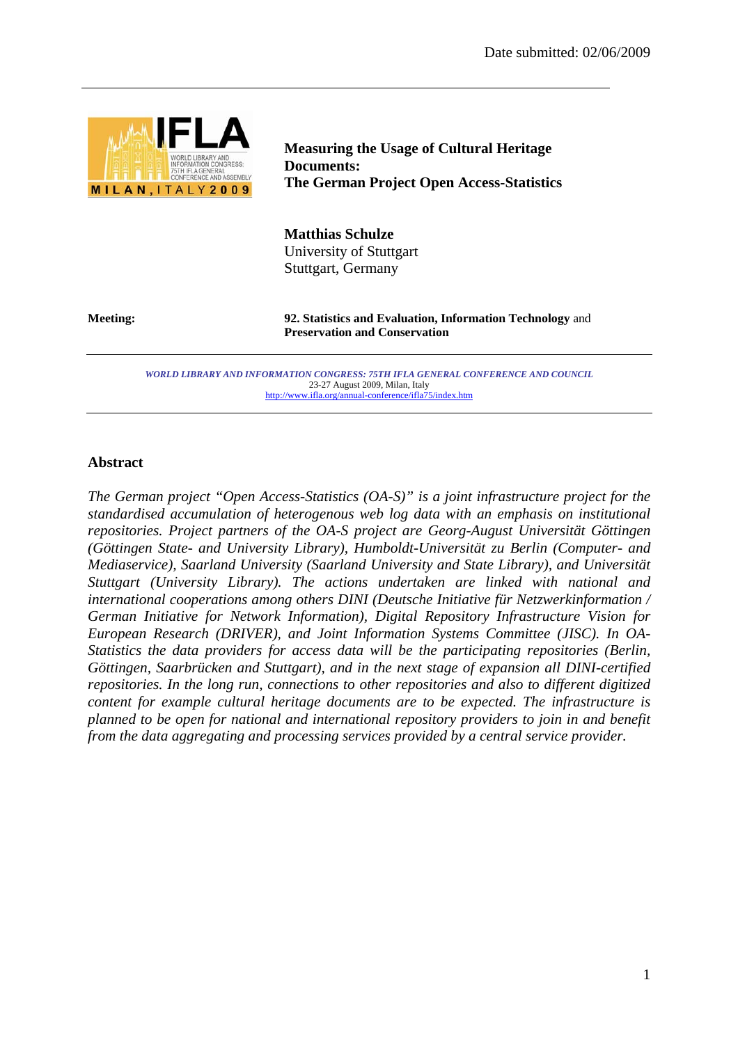Date submitted: 02/06/2009

# Measuring the Usage of Cultural Heritage Documents: The German Project Open Access-Statistics

**Matthias Schulze**
University of Stuttgart
Stuttgart, Germany

**Meeting:** **92. Statistics and Evaluation, Information Technology** and **Preservation and Conservation**

*WORLD LIBRARY AND INFORMATION CONGRESS: 75TH IFLA GENERAL CONFERENCE AND COUNCIL*
23-27 August 2009, Milan, Italy
http://www.ifla.org/annual-conference/ifla75/index.htm

## Abstract

*The German project "Open Access-Statistics (OA-S)" is a joint infrastructure project for the standardised accumulation of heterogenous web log data with an emphasis on institutional repositories. Project partners of the OA-S project are Georg-August Universität Göttingen (Göttingen State- and University Library), Humboldt-Universität zu Berlin (Computer- and Mediaservice), Saarland University (Saarland University and State Library), and Universität Stuttgart (University Library). The actions undertaken are linked with national and international cooperations among others DINI (Deutsche Initiative für Netzwerkinformation / German Initiative for Network Information), Digital Repository Infrastructure Vision for European Research (DRIVER), and Joint Information Systems Committee (JISC). In OA-Statistics the data providers for access data will be the participating repositories (Berlin, Göttingen, Saarbrücken and Stuttgart), and in the next stage of expansion all DINI-certified repositories. In the long run, connections to other repositories and also to different digitized content for example cultural heritage documents are to be expected. The infrastructure is planned to be open for national and international repository providers to join in and benefit from the data aggregating and processing services provided by a central service provider.*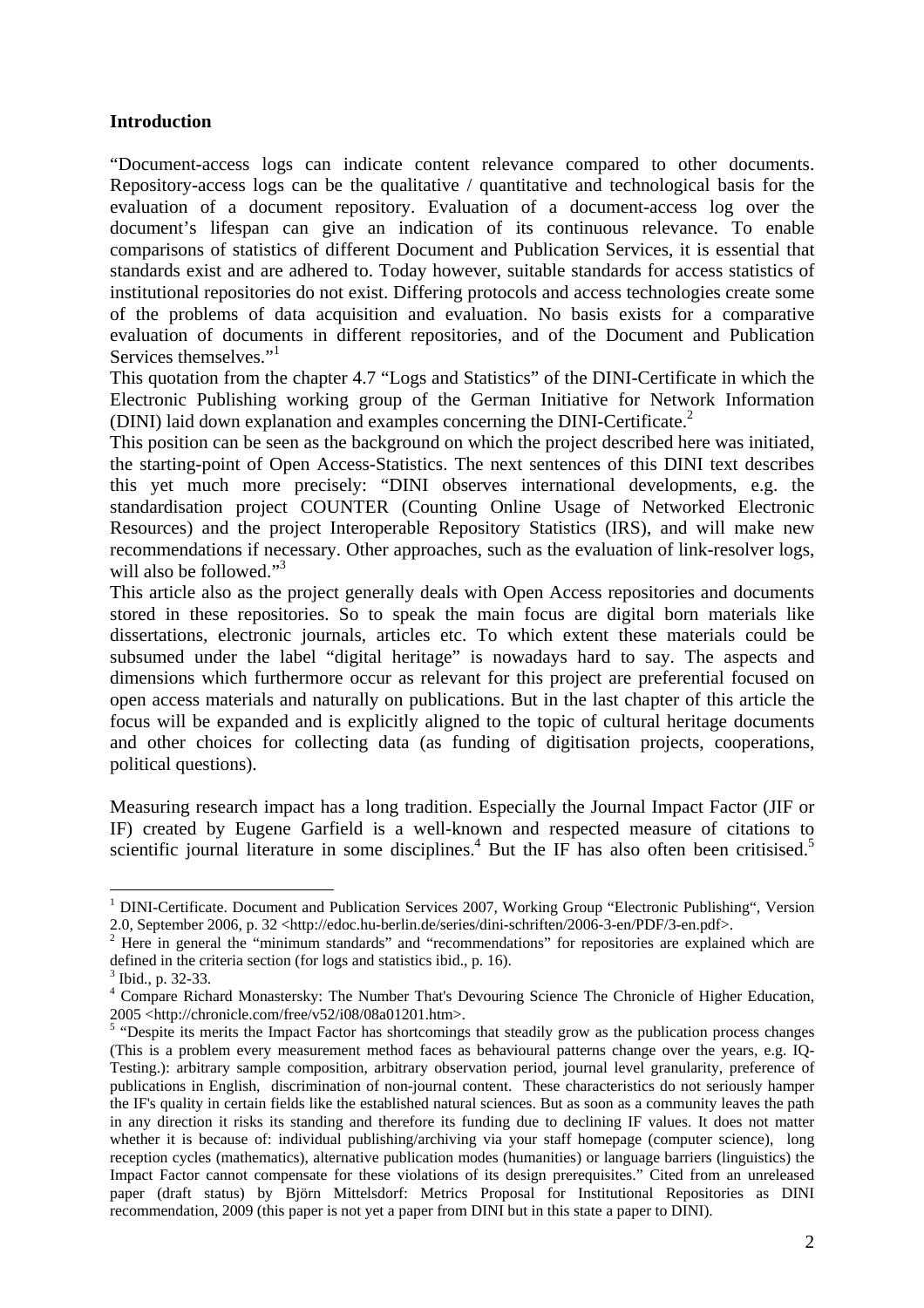## Introduction

"Document-access logs can indicate content relevance compared to other documents. Repository-access logs can be the qualitative / quantitative and technological basis for the evaluation of a document repository. Evaluation of a document-access log over the document's lifespan can give an indication of its continuous relevance. To enable comparisons of statistics of different Document and Publication Services, it is essential that standards exist and are adhered to. Today however, suitable standards for access statistics of institutional repositories do not exist. Differing protocols and access technologies create some of the problems of data acquisition and evaluation. No basis exists for a comparative evaluation of documents in different repositories, and of the Document and Publication Services themselves."[1]

This quotation from the chapter 4.7 "Logs and Statistics" of the DINI-Certificate in which the Electronic Publishing working group of the German Initiative for Network Information (DINI) laid down explanation and examples concerning the DINI-Certificate.[2]

This position can be seen as the background on which the project described here was initiated, the starting-point of Open Access-Statistics. The next sentences of this DINI text describes this yet much more precisely: "DINI observes international developments, e.g. the standardisation project COUNTER (Counting Online Usage of Networked Electronic Resources) and the project Interoperable Repository Statistics (IRS), and will make new recommendations if necessary. Other approaches, such as the evaluation of link-resolver logs, will also be followed."[3]

This article also as the project generally deals with Open Access repositories and documents stored in these repositories. So to speak the main focus are digital born materials like dissertations, electronic journals, articles etc. To which extent these materials could be subsumed under the label "digital heritage" is nowadays hard to say. The aspects and dimensions which furthermore occur as relevant for this project are preferential focused on open access materials and naturally on publications. But in the last chapter of this article the focus will be expanded and is explicitly aligned to the topic of cultural heritage documents and other choices for collecting data (as funding of digitisation projects, cooperations, political questions).

Measuring research impact has a long tradition. Especially the Journal Impact Factor (JIF or IF) created by Eugene Garfield is a well-known and respected measure of citations to scientific journal literature in some disciplines.[4] But the IF has also often been critisised.[5]

---

[1] DINI-Certificate. Document and Publication Services 2007, Working Group "Electronic Publishing", Version 2.0, September 2006, p. 32 <http://edoc.hu-berlin.de/series/dini-schriften/2006-3-en/PDF/3-en.pdf>.

[2] Here in general the "minimum standards" and "recommendations" for repositories are explained which are defined in the criteria section (for logs and statistics ibid., p. 16).

[3] Ibid., p. 32-33.

[4] Compare Richard Monastersky: The Number That's Devouring Science The Chronicle of Higher Education, 2005 <http://chronicle.com/free/v52/i08/08a01201.htm>.

[5] "Despite its merits the Impact Factor has shortcomings that steadily grow as the publication process changes (This is a problem every measurement method faces as behavioural patterns change over the years, e.g. IQ-Testing.): arbitrary sample composition, arbitrary observation period, journal level granularity, preference of publications in English, discrimination of non-journal content. These characteristics do not seriously hamper the IF's quality in certain fields like the established natural sciences. But as soon as a community leaves the path in any direction it risks its standing and therefore its funding due to declining IF values. It does not matter whether it is because of: individual publishing/archiving via your staff homepage (computer science), long reception cycles (mathematics), alternative publication modes (humanities) or language barriers (linguistics) the Impact Factor cannot compensate for these violations of its design prerequisites." Cited from an unreleased paper (draft status) by Björn Mittelsdorf: Metrics Proposal for Institutional Repositories as DINI recommendation, 2009 (this paper is not yet a paper from DINI but in this state a paper to DINI).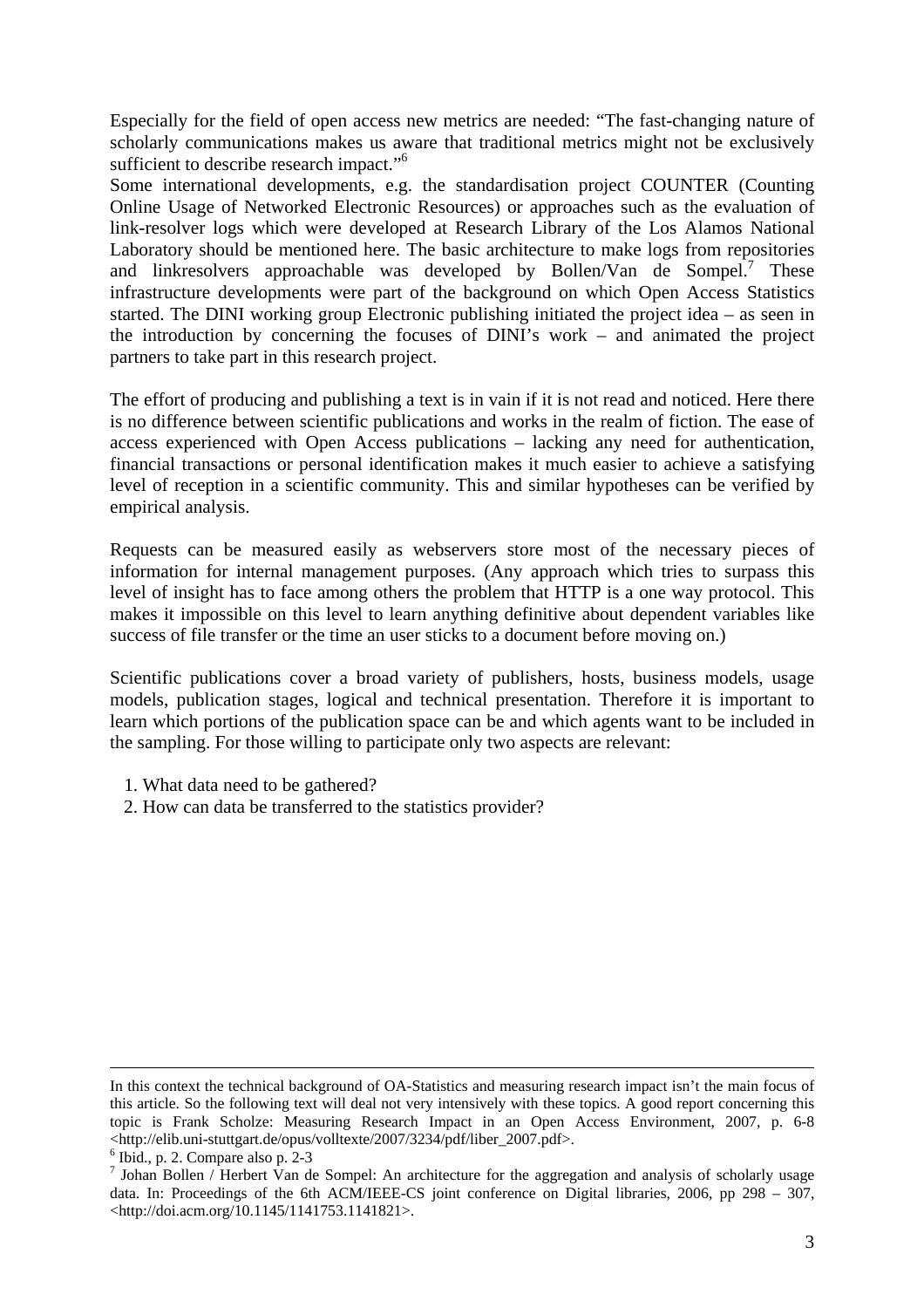Especially for the field of open access new metrics are needed: "The fast-changing nature of scholarly communications makes us aware that traditional metrics might not be exclusively sufficient to describe research impact."[6]

Some international developments, e.g. the standardisation project COUNTER (Counting Online Usage of Networked Electronic Resources) or approaches such as the evaluation of link-resolver logs which were developed at Research Library of the Los Alamos National Laboratory should be mentioned here. The basic architecture to make logs from repositories and linkresolvers approachable was developed by Bollen/Van de Sompel.[7] These infrastructure developments were part of the background on which Open Access Statistics started. The DINI working group Electronic publishing initiated the project idea – as seen in the introduction by concerning the focuses of DINI's work – and animated the project partners to take part in this research project.

The effort of producing and publishing a text is in vain if it is not read and noticed. Here there is no difference between scientific publications and works in the realm of fiction. The ease of access experienced with Open Access publications – lacking any need for authentication, financial transactions or personal identification makes it much easier to achieve a satisfying level of reception in a scientific community. This and similar hypotheses can be verified by empirical analysis.

Requests can be measured easily as webservers store most of the necessary pieces of information for internal management purposes. (Any approach which tries to surpass this level of insight has to face among others the problem that HTTP is a one way protocol. This makes it impossible on this level to learn anything definitive about dependent variables like success of file transfer or the time an user sticks to a document before moving on.)

Scientific publications cover a broad variety of publishers, hosts, business models, usage models, publication stages, logical and technical presentation. Therefore it is important to learn which portions of the publication space can be and which agents want to be included in the sampling. For those willing to participate only two aspects are relevant:

1. What data need to be gathered?
2. How can data be transferred to the statistics provider?

---

In this context the technical background of OA-Statistics and measuring research impact isn't the main focus of this article. So the following text will deal not very intensively with these topics. A good report concerning this topic is Frank Scholze: Measuring Research Impact in an Open Access Environment, 2007, p. 6-8 <http://elib.uni-stuttgart.de/opus/volltexte/2007/3234/pdf/liber_2007.pdf>.

[6] Ibid., p. 2. Compare also p. 2-3

[7] Johan Bollen / Herbert Van de Sompel: An architecture for the aggregation and analysis of scholarly usage data. In: Proceedings of the 6th ACM/IEEE-CS joint conference on Digital libraries, 2006, pp 298 – 307, <http://doi.acm.org/10.1145/1141753.1141821>.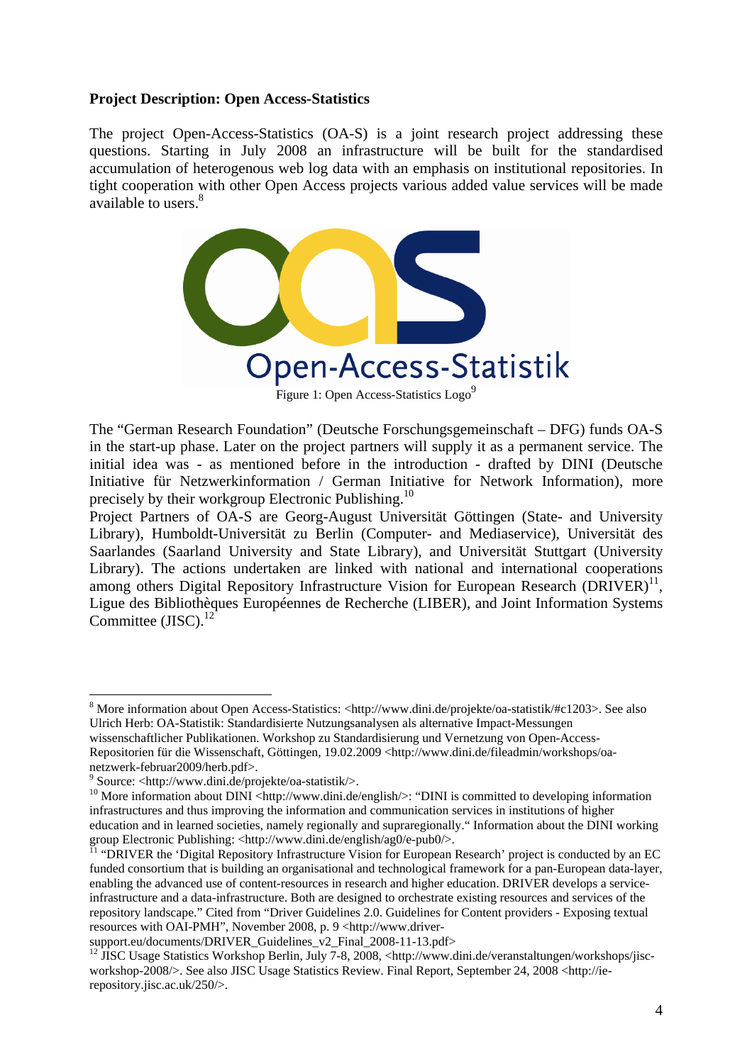**Project Description: Open Access-Statistics**

The project Open-Access-Statistics (OA-S) is a joint research project addressing these questions. Starting in July 2008 an infrastructure will be built for the standardised accumulation of heterogenous web log data with an emphasis on institutional repositories. In tight cooperation with other Open Access projects various added value services will be made available to users.[8]

Figure 1: Open Access-Statistics Logo[9]

The "German Research Foundation" (Deutsche Forschungsgemeinschaft – DFG) funds OA-S in the start-up phase. Later on the project partners will supply it as a permanent service. The initial idea was - as mentioned before in the introduction - drafted by DINI (Deutsche Initiative für Netzwerkinformation / German Initiative for Network Information), more precisely by their workgroup Electronic Publishing.[10]

Project Partners of OA-S are Georg-August Universität Göttingen (State- and University Library), Humboldt-Universität zu Berlin (Computer- and Mediaservice), Universität des Saarlandes (Saarland University and State Library), and Universität Stuttgart (University Library). The actions undertaken are linked with national and international cooperations among others Digital Repository Infrastructure Vision for European Research (DRIVER)[11], Ligue des Bibliothèques Européennes de Recherche (LIBER), and Joint Information Systems Committee (JISC).[12]

---

[8] More information about Open Access-Statistics: <http://www.dini.de/projekte/oa-statistik/#c1203>. See also Ulrich Herb: OA-Statistik: Standardisierte Nutzungsanalysen als alternative Impact-Messungen wissenschaftlicher Publikationen. Workshop zu Standardisierung und Vernetzung von Open-Access-Repositorien für die Wissenschaft, Göttingen, 19.02.2009 <http://www.dini.de/fileadmin/workshops/oa-netzwerk-februar2009/herb.pdf>.

[9] Source: <http://www.dini.de/projekte/oa-statistik/>.

[10] More information about DINI <http://www.dini.de/english/>: "DINI is committed to developing information infrastructures and thus improving the information and communication services in institutions of higher education and in learned societies, namely regionally and supraregionally." Information about the DINI working group Electronic Publishing: <http://www.dini.de/english/ag0/e-pub0/>.

[11] "DRIVER the 'Digital Repository Infrastructure Vision for European Research' project is conducted by an EC funded consortium that is building an organisational and technological framework for a pan-European data-layer, enabling the advanced use of content-resources in research and higher education. DRIVER develops a service-infrastructure and a data-infrastructure. Both are designed to orchestrate existing resources and services of the repository landscape." Cited from "Driver Guidelines 2.0. Guidelines for Content providers - Exposing textual resources with OAI-PMH", November 2008, p. 9 <http://www.driver-support.eu/documents/DRIVER_Guidelines_v2_Final_2008-11-13.pdf>

[12] JISC Usage Statistics Workshop Berlin, July 7-8, 2008, <http://www.dini.de/veranstaltungen/workshops/jisc-workshop-2008/>. See also JISC Usage Statistics Review. Final Report, September 24, 2008 <http://ie-repository.jisc.ac.uk/250/>.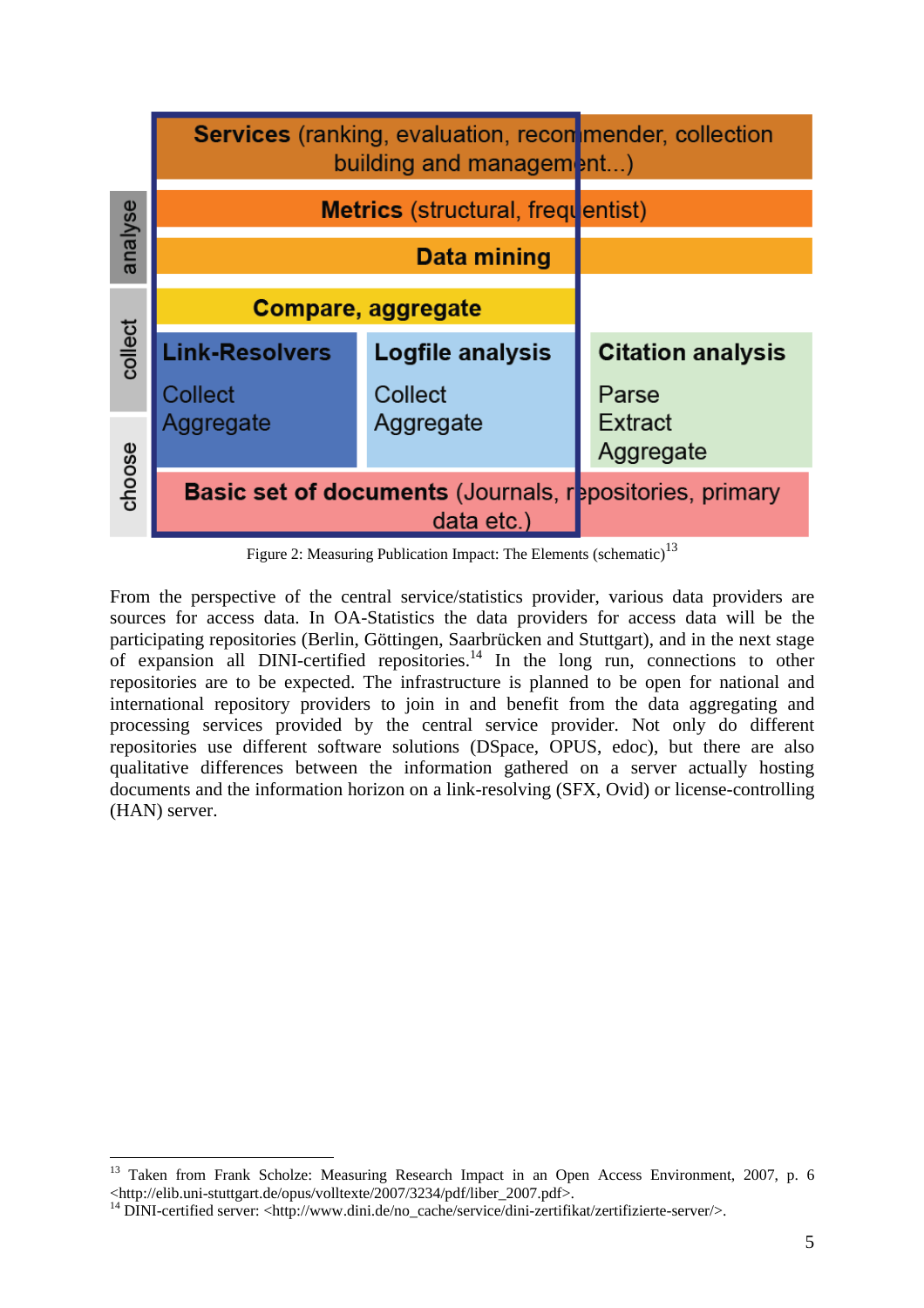| | | | |
|---|---|---|---|
| | **Services** (ranking, evaluation, recommender, collection building and management...) | | |
| analyse | **Metrics** (structural, frequentist) | | |
| | **Data mining** | | |
| collect | **Compare, aggregate** | | |
| | **Link-Resolvers**<br>Collect<br>Aggregate | **Logfile analysis**<br>Collect<br>Aggregate | **Citation analysis**<br>Parse<br>Extract<br>Aggregate |
| choose | **Basic set of documents** (Journals, repositories, primary data etc.) | | |

Figure 2: Measuring Publication Impact: The Elements (schematic)[13]

From the perspective of the central service/statistics provider, various data providers are sources for access data. In OA-Statistics the data providers for access data will be the participating repositories (Berlin, Göttingen, Saarbrücken and Stuttgart), and in the next stage of expansion all DINI-certified repositories.[14] In the long run, connections to other repositories are to be expected. The infrastructure is planned to be open for national and international repository providers to join in and benefit from the data aggregating and processing services provided by the central service provider. Not only do different repositories use different software solutions (DSpace, OPUS, edoc), but there are also qualitative differences between the information gathered on a server actually hosting documents and the information horizon on a link-resolving (SFX, Ovid) or license-controlling (HAN) server.

---

[13] Taken from Frank Scholze: Measuring Research Impact in an Open Access Environment, 2007, p. 6 <http://elib.uni-stuttgart.de/opus/volltexte/2007/3234/pdf/liber_2007.pdf>.

[14] DINI-certified server: <http://www.dini.de/no_cache/service/dini-zertifikat/zertifizierte-server/>.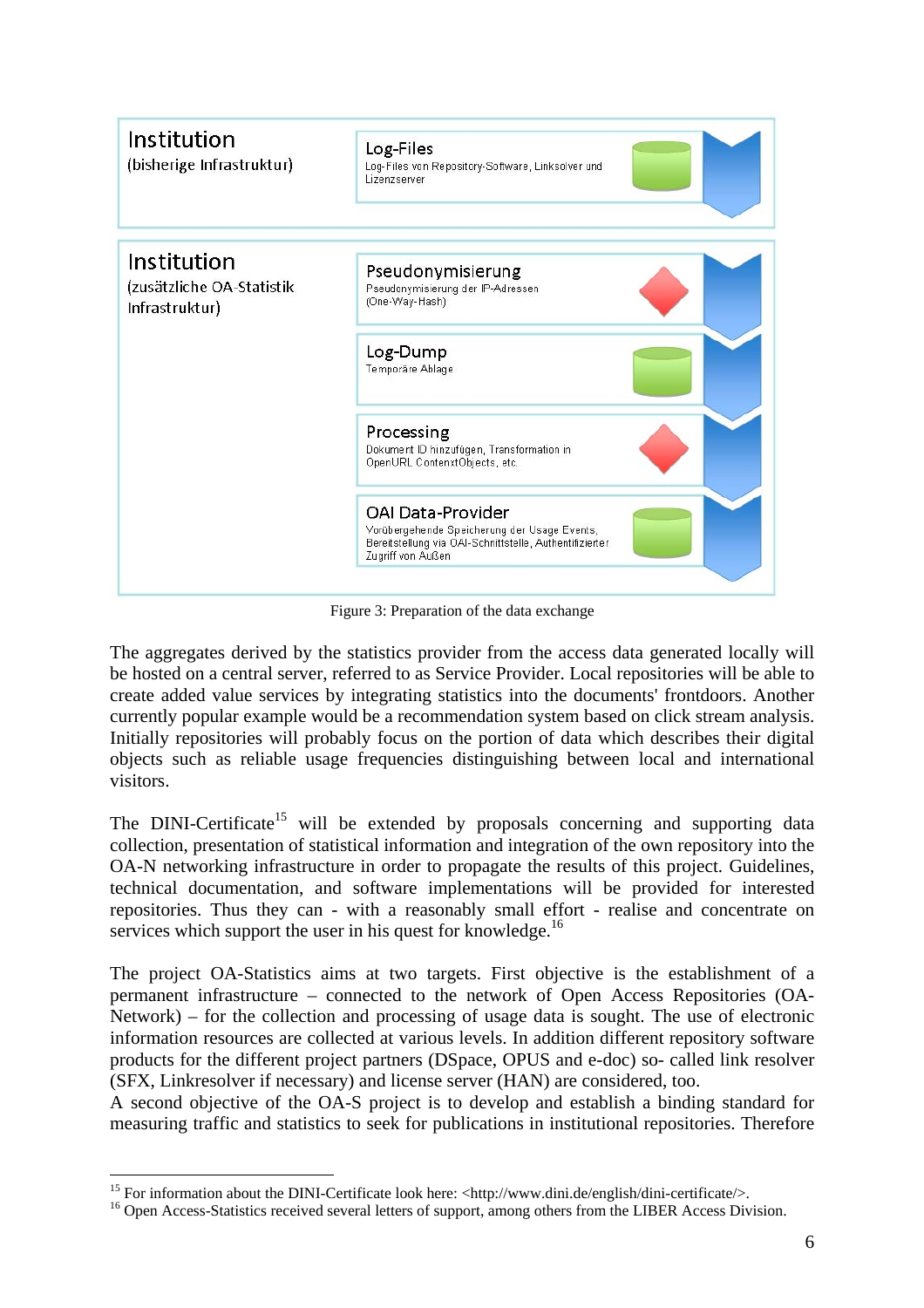Institution
(bisherige Infrastruktur)

Log-Files
Log-Files von Repository-Software, Linksolver und Lizenzserver

Institution
(zusätzliche OA-Statistik Infrastruktur)

Pseudonymisierung
Pseudonymisierung der IP-Adressen (One-Way-Hash)

Log-Dump
Temporäre Ablage

Processing
Dokument ID hinzufügen, Transformation in OpenURL ContextObjects, etc.

OAI Data-Provider
Vorübergehende Speicherung der Usage Events, Bereitstellung via OAI-Schnittstelle, Authentifizierter Zugriff von Außen

Figure 3: Preparation of the data exchange

The aggregates derived by the statistics provider from the access data generated locally will be hosted on a central server, referred to as Service Provider. Local repositories will be able to create added value services by integrating statistics into the documents' frontdoors. Another currently popular example would be a recommendation system based on click stream analysis. Initially repositories will probably focus on the portion of data which describes their digital objects such as reliable usage frequencies distinguishing between local and international visitors.

The DINI-Certificate[15] will be extended by proposals concerning and supporting data collection, presentation of statistical information and integration of the own repository into the OA-N networking infrastructure in order to propagate the results of this project. Guidelines, technical documentation, and software implementations will be provided for interested repositories. Thus they can - with a reasonably small effort - realise and concentrate on services which support the user in his quest for knowledge.[16]

The project OA-Statistics aims at two targets. First objective is the establishment of a permanent infrastructure – connected to the network of Open Access Repositories (OA-Network) – for the collection and processing of usage data is sought. The use of electronic information resources are collected at various levels. In addition different repository software products for the different project partners (DSpace, OPUS and e-doc) so- called link resolver (SFX, Linkresolver if necessary) and license server (HAN) are considered, too.
A second objective of the OA-S project is to develop and establish a binding standard for measuring traffic and statistics to seek for publications in institutional repositories. Therefore

[15] For information about the DINI-Certificate look here: <http://www.dini.de/english/dini-certificate/>.
[16] Open Access-Statistics received several letters of support, among others from the LIBER Access Division.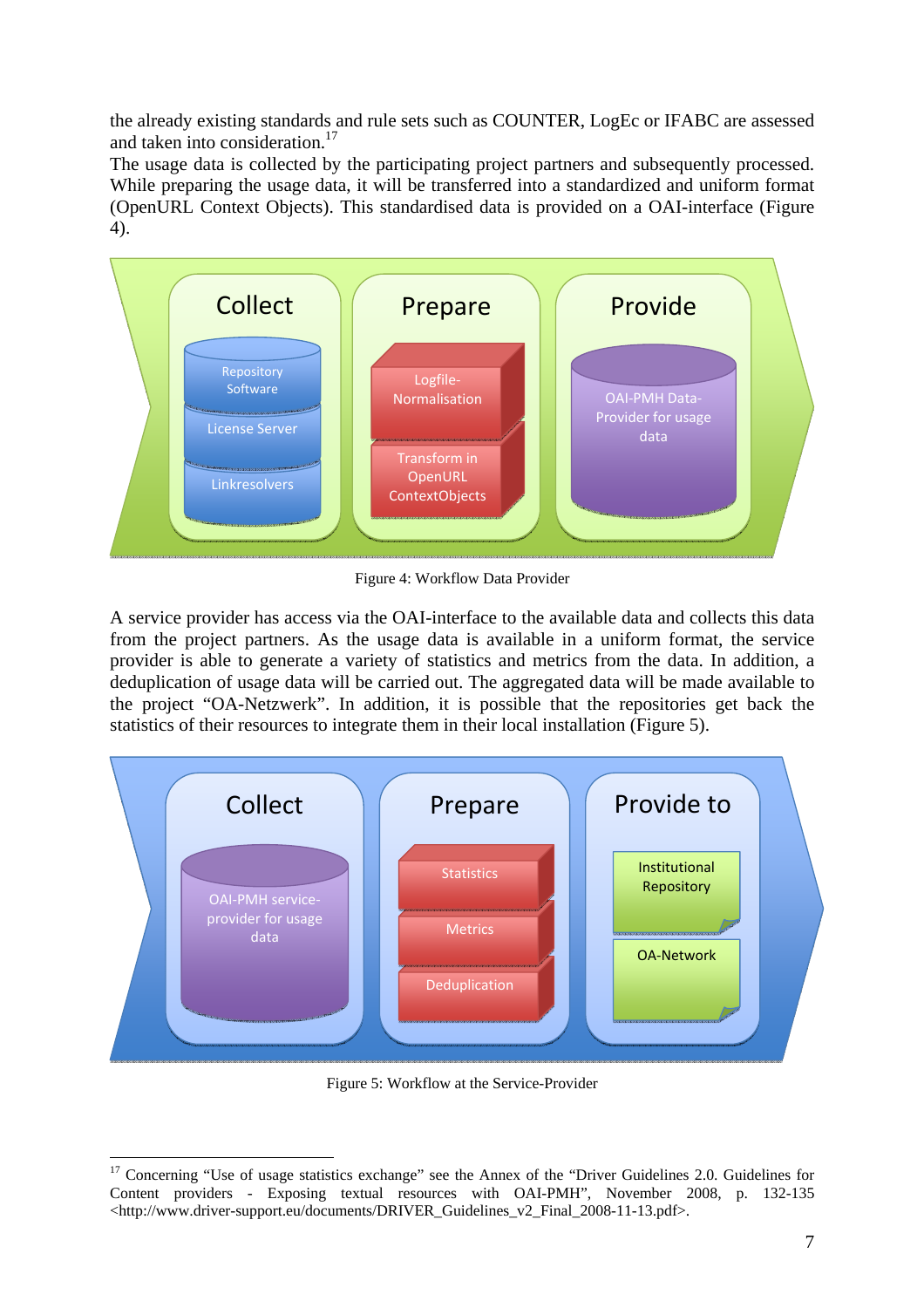the already existing standards and rule sets such as COUNTER, LogEc or IFABC are assessed and taken into consideration.[17]

The usage data is collected by the participating project partners and subsequently processed. While preparing the usage data, it will be transferred into a standardized and uniform format (OpenURL Context Objects). This standardised data is provided on a OAI-interface (Figure 4).

Figure 4: Workflow Data Provider

A service provider has access via the OAI-interface to the available data and collects this data from the project partners. As the usage data is available in a uniform format, the service provider is able to generate a variety of statistics and metrics from the data. In addition, a deduplication of usage data will be carried out. The aggregated data will be made available to the project "OA-Netzwerk". In addition, it is possible that the repositories get back the statistics of their resources to integrate them in their local installation (Figure 5).

Figure 5: Workflow at the Service-Provider

[17] Concerning "Use of usage statistics exchange" see the Annex of the "Driver Guidelines 2.0. Guidelines for Content providers - Exposing textual resources with OAI-PMH", November 2008, p. 132-135 <http://www.driver-support.eu/documents/DRIVER_Guidelines_v2_Final_2008-11-13.pdf>.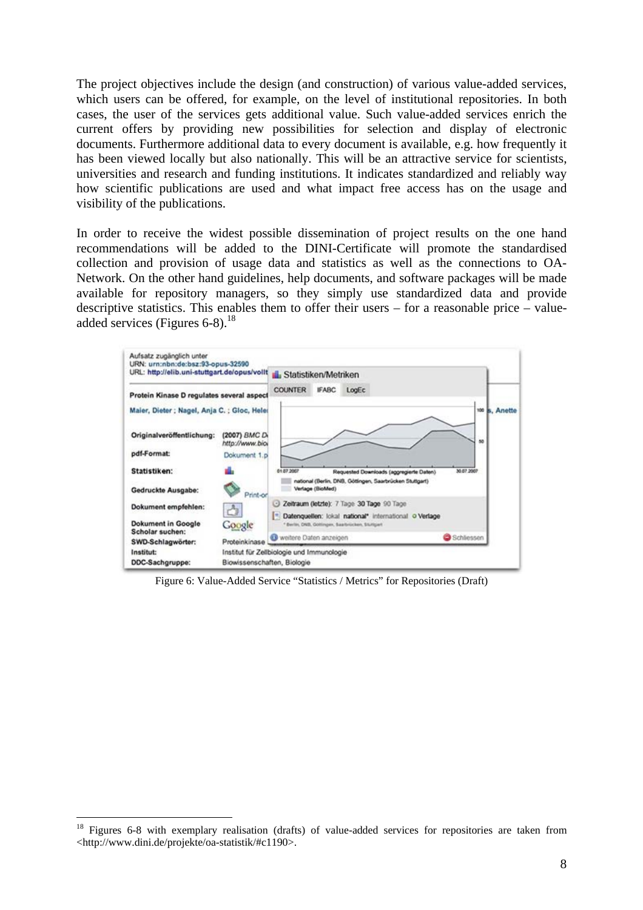The project objectives include the design (and construction) of various value-added services, which users can be offered, for example, on the level of institutional repositories. In both cases, the user of the services gets additional value. Such value-added services enrich the current offers by providing new possibilities for selection and display of electronic documents. Furthermore additional data to every document is available, e.g. how frequently it has been viewed locally but also nationally. This will be an attractive service for scientists, universities and research and funding institutions. It indicates standardized and reliably way how scientific publications are used and what impact free access has on the usage and visibility of the publications.

In order to receive the widest possible dissemination of project results on the one hand recommendations will be added to the DINI-Certificate will promote the standardised collection and provision of usage data and statistics as well as the connections to OA-Network. On the other hand guidelines, help documents, and software packages will be made available for repository managers, so they simply use standardized data and provide descriptive statistics. This enables them to offer their users – for a reasonable price – value-added services (Figures 6-8).[18]

Figure 6: Value-Added Service “Statistics / Metrics” for Repositories (Draft)

[18] Figures 6-8 with exemplary realisation (drafts) of value-added services for repositories are taken from <http://www.dini.de/projekte/oa-statistik/#c1190>.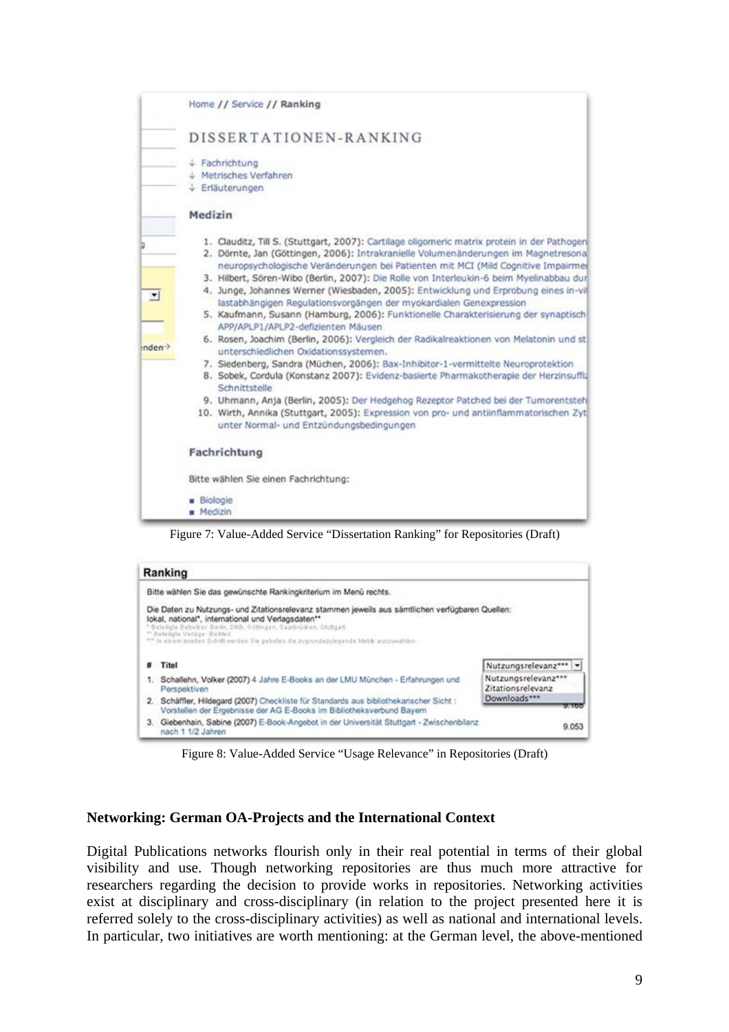Figure 7: Value-Added Service “Dissertation Ranking” for Repositories (Draft)

Figure 8: Value-Added Service “Usage Relevance” in Repositories (Draft)

## Networking: German OA-Projects and the International Context

Digital Publications networks flourish only in their real potential in terms of their global visibility and use. Though networking repositories are thus much more attractive for researchers regarding the decision to provide works in repositories. Networking activities exist at disciplinary and cross-disciplinary (in relation to the project presented here it is referred solely to the cross-disciplinary activities) as well as national and international levels. In particular, two initiatives are worth mentioning: at the German level, the above-mentioned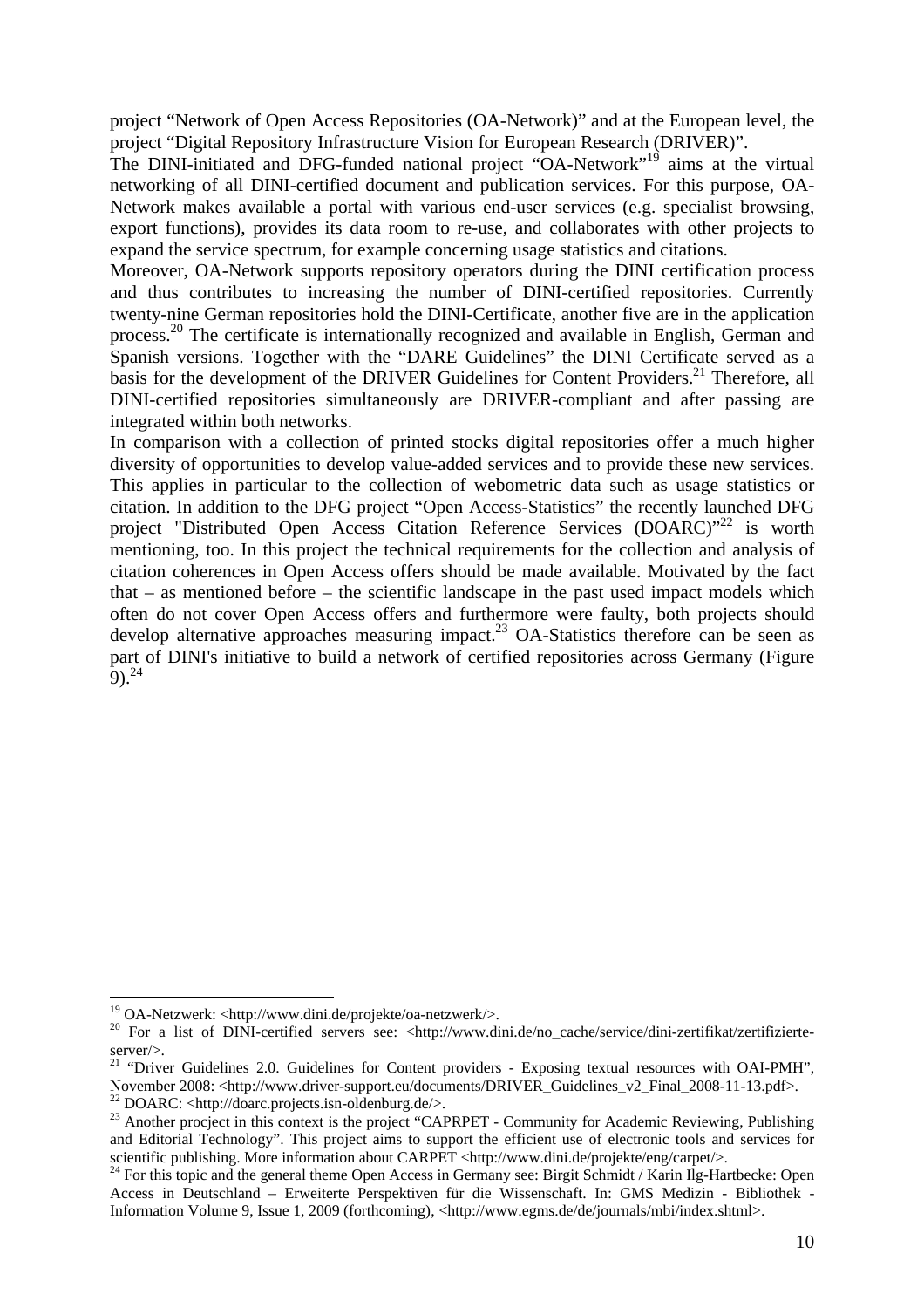project "Network of Open Access Repositories (OA-Network)" and at the European level, the project "Digital Repository Infrastructure Vision for European Research (DRIVER)".

The DINI-initiated and DFG-funded national project "OA-Network"[19] aims at the virtual networking of all DINI-certified document and publication services. For this purpose, OA-Network makes available a portal with various end-user services (e.g. specialist browsing, export functions), provides its data room to re-use, and collaborates with other projects to expand the service spectrum, for example concerning usage statistics and citations.

Moreover, OA-Network supports repository operators during the DINI certification process and thus contributes to increasing the number of DINI-certified repositories. Currently twenty-nine German repositories hold the DINI-Certificate, another five are in the application process.[20] The certificate is internationally recognized and available in English, German and Spanish versions. Together with the "DARE Guidelines" the DINI Certificate served as a basis for the development of the DRIVER Guidelines for Content Providers.[21] Therefore, all DINI-certified repositories simultaneously are DRIVER-compliant and after passing are integrated within both networks.

In comparison with a collection of printed stocks digital repositories offer a much higher diversity of opportunities to develop value-added services and to provide these new services. This applies in particular to the collection of webometric data such as usage statistics or citation. In addition to the DFG project "Open Access-Statistics" the recently launched DFG project "Distributed Open Access Citation Reference Services (DOARC)"[22] is worth mentioning, too. In this project the technical requirements for the collection and analysis of citation coherences in Open Access offers should be made available. Motivated by the fact that – as mentioned before – the scientific landscape in the past used impact models which often do not cover Open Access offers and furthermore were faulty, both projects should develop alternative approaches measuring impact.[23] OA-Statistics therefore can be seen as part of DINI's initiative to build a network of certified repositories across Germany (Figure 9).[24]

---

[19] OA-Netzwerk: <http://www.dini.de/projekte/oa-netzwerk/>.

[20] For a list of DINI-certified servers see: <http://www.dini.de/no_cache/service/dini-zertifikat/zertifizierte-server/>.

[21] "Driver Guidelines 2.0. Guidelines for Content providers - Exposing textual resources with OAI-PMH", November 2008: <http://www.driver-support.eu/documents/DRIVER_Guidelines_v2_Final_2008-11-13.pdf>.

[22] DOARC: <http://doarc.projects.isn-oldenburg.de/>.

[23] Another procject in this context is the project "CAPRPET - Community for Academic Reviewing, Publishing and Editorial Technology". This project aims to support the efficient use of electronic tools and services for scientific publishing. More information about CARPET <http://www.dini.de/projekte/eng/carpet/>.

[24] For this topic and the general theme Open Access in Germany see: Birgit Schmidt / Karin Ilg-Hartbecke: Open Access in Deutschland – Erweiterte Perspektiven für die Wissenschaft. In: GMS Medizin - Bibliothek - Information Volume 9, Issue 1, 2009 (forthcoming), <http://www.egms.de/de/journals/mbi/index.shtml>.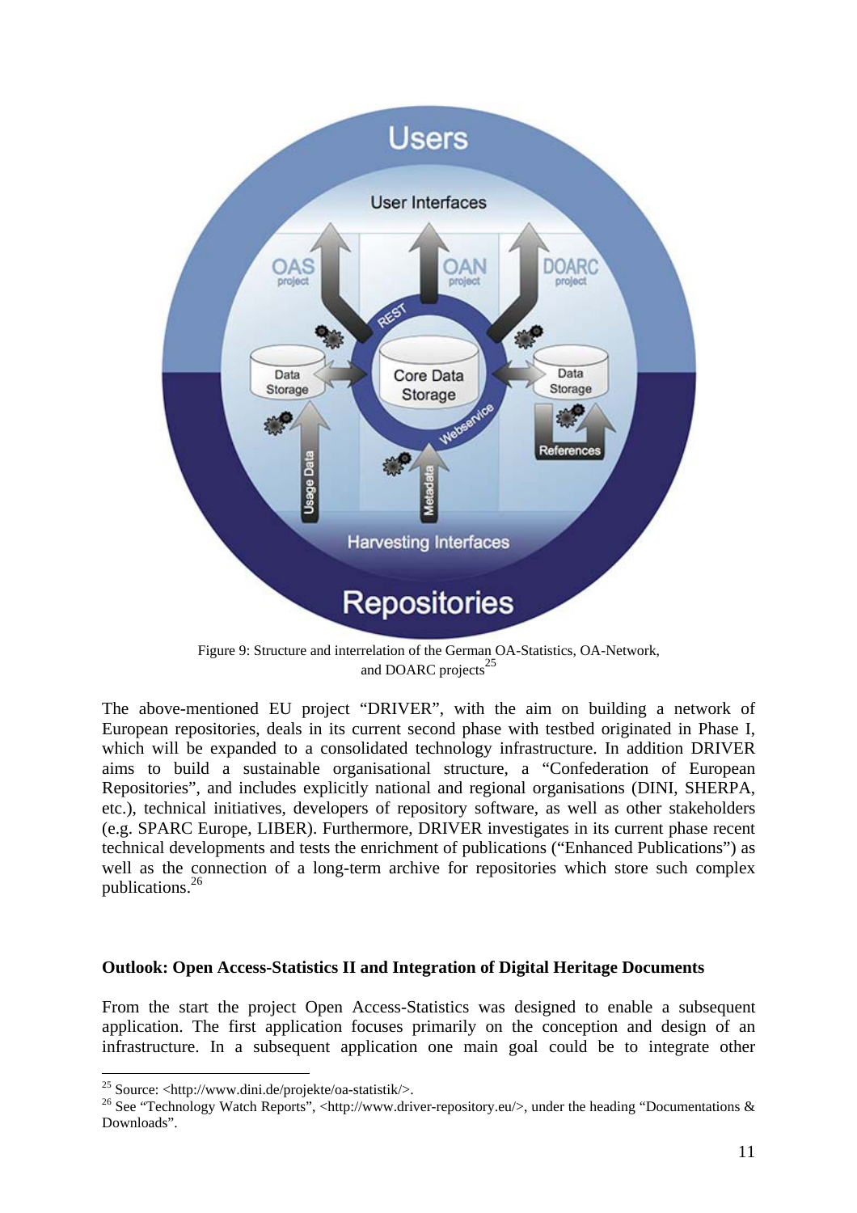Figure 9: Structure and interrelation of the German OA-Statistics, OA-Network, and DOARC projects[25]

The above-mentioned EU project "DRIVER", with the aim on building a network of European repositories, deals in its current second phase with testbed originated in Phase I, which will be expanded to a consolidated technology infrastructure. In addition DRIVER aims to build a sustainable organisational structure, a "Confederation of European Repositories", and includes explicitly national and regional organisations (DINI, SHERPA, etc.), technical initiatives, developers of repository software, as well as other stakeholders (e.g. SPARC Europe, LIBER). Furthermore, DRIVER investigates in its current phase recent technical developments and tests the enrichment of publications ("Enhanced Publications") as well as the connection of a long-term archive for repositories which store such complex publications.[26]

### Outlook: Open Access-Statistics II and Integration of Digital Heritage Documents

From the start the project Open Access-Statistics was designed to enable a subsequent application. The first application focuses primarily on the conception and design of an infrastructure. In a subsequent application one main goal could be to integrate other

[25] Source: <http://www.dini.de/projekte/oa-statistik/>.

[26] See "Technology Watch Reports", <http://www.driver-repository.eu/>, under the heading "Documentations & Downloads".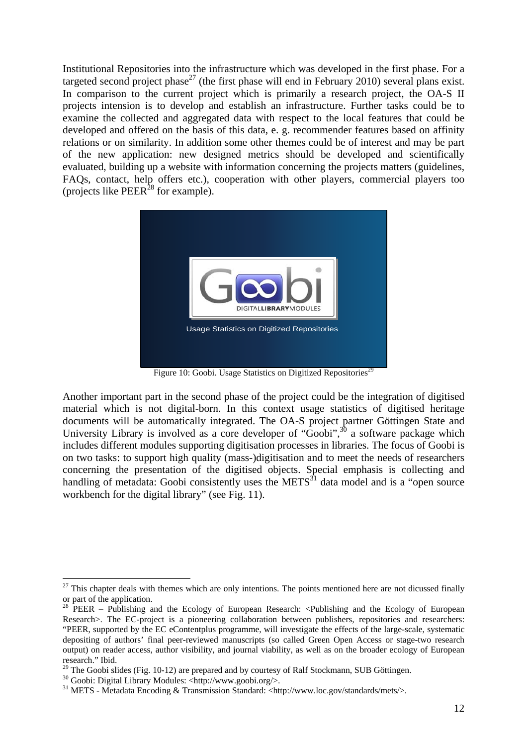Institutional Repositories into the infrastructure which was developed in the first phase. For a targeted second project phase[27] (the first phase will end in February 2010) several plans exist. In comparison to the current project which is primarily a research project, the OA-S II projects intension is to develop and establish an infrastructure. Further tasks could be to examine the collected and aggregated data with respect to the local features that could be developed and offered on the basis of this data, e. g. recommender features based on affinity relations or on similarity. In addition some other themes could be of interest and may be part of the new application: new designed metrics should be developed and scientifically evaluated, building up a website with information concerning the projects matters (guidelines, FAQs, contact, help offers etc.), cooperation with other players, commercial players too (projects like PEER[28] for example).

Figure 10: Goobi. Usage Statistics on Digitized Repositories[29]

Another important part in the second phase of the project could be the integration of digitised material which is not digital-born. In this context usage statistics of digitised heritage documents will be automatically integrated. The OA-S project partner Göttingen State and University Library is involved as a core developer of "Goobi",[30] a software package which includes different modules supporting digitisation processes in libraries. The focus of Goobi is on two tasks: to support high quality (mass-)digitisation and to meet the needs of researchers concerning the presentation of the digitised objects. Special emphasis is collecting and handling of metadata: Goobi consistently uses the METS[31] data model and is a "open source workbench for the digital library" (see Fig. 11).

---

[27] This chapter deals with themes which are only intentions. The points mentioned here are not dicussed finally or part of the application.

[28] PEER – Publishing and the Ecology of European Research: <Publishing and the Ecology of European Research>. The EC-project is a pioneering collaboration between publishers, repositories and researchers: "PEER, supported by the EC eContentplus programme, will investigate the effects of the large-scale, systematic depositing of authors' final peer-reviewed manuscripts (so called Green Open Access or stage-two research output) on reader access, author visibility, and journal viability, as well as on the broader ecology of European research." Ibid.

[29] The Goobi slides (Fig. 10-12) are prepared and by courtesy of Ralf Stockmann, SUB Göttingen.

[30] Goobi: Digital Library Modules: <http://www.goobi.org/>.

[31] METS - Metadata Encoding & Transmission Standard: <http://www.loc.gov/standards/mets/>.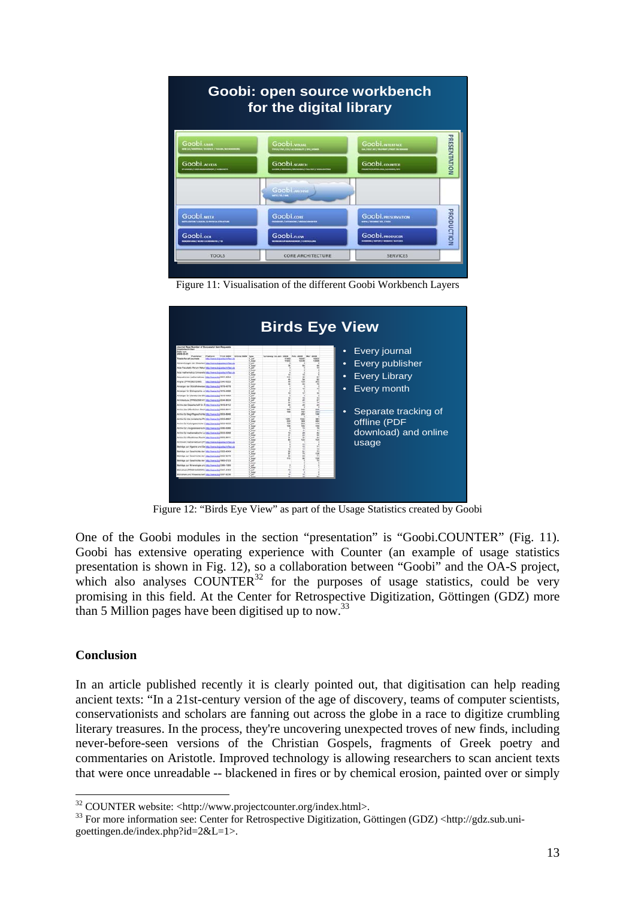Figure 11: Visualisation of the different Goobi Workbench Layers

Figure 12: “Birds Eye View” as part of the Usage Statistics created by Goobi

One of the Goobi modules in the section “presentation” is “Goobi.COUNTER” (Fig. 11). Goobi has extensive operating experience with Counter (an example of usage statistics presentation is shown in Fig. 12), so a collaboration between “Goobi” and the OA-S project, which also analyses COUNTER[32] for the purposes of usage statistics, could be very promising in this field. At the Center for Retrospective Digitization, Göttingen (GDZ) more than 5 Million pages have been digitised up to now.[33]

## Conclusion

In an article published recently it is clearly pointed out, that digitisation can help reading ancient texts: “In a 21st-century version of the age of discovery, teams of computer scientists, conservationists and scholars are fanning out across the globe in a race to digitize crumbling literary treasures. In the process, they're uncovering unexpected troves of new finds, including never-before-seen versions of the Christian Gospels, fragments of Greek poetry and commentaries on Aristotle. Improved technology is allowing researchers to scan ancient texts that were once unreadable -- blackened in fires or by chemical erosion, painted over or simply

---

[32] COUNTER website: <http://www.projectcounter.org/index.html>.

[33] For more information see: Center for Retrospective Digitization, Göttingen (GDZ) <http://gdz.sub.uni-goettingen.de/index.php?id=2&L=1>.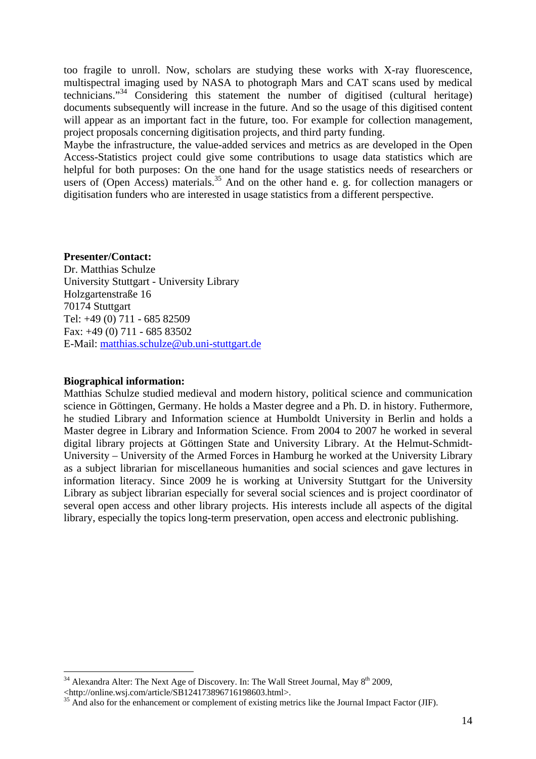too fragile to unroll. Now, scholars are studying these works with X-ray fluorescence, multispectral imaging used by NASA to photograph Mars and CAT scans used by medical technicians."[34] Considering this statement the number of digitised (cultural heritage) documents subsequently will increase in the future. And so the usage of this digitised content will appear as an important fact in the future, too. For example for collection management, project proposals concerning digitisation projects, and third party funding.

Maybe the infrastructure, the value-added services and metrics as are developed in the Open Access-Statistics project could give some contributions to usage data statistics which are helpful for both purposes: On the one hand for the usage statistics needs of researchers or users of (Open Access) materials.[35] And on the other hand e. g. for collection managers or digitisation funders who are interested in usage statistics from a different perspective.

**Presenter/Contact:**
Dr. Matthias Schulze
University Stuttgart - University Library
Holzgartenstraße 16
70174 Stuttgart
Tel: +49 (0) 711 - 685 82509
Fax: +49 (0) 711 - 685 83502
E-Mail: matthias.schulze@ub.uni-stuttgart.de

**Biographical information:**
Matthias Schulze studied medieval and modern history, political science and communication science in Göttingen, Germany. He holds a Master degree and a Ph. D. in history. Futhermore, he studied Library and Information science at Humboldt University in Berlin and holds a Master degree in Library and Information Science. From 2004 to 2007 he worked in several digital library projects at Göttingen State and University Library. At the Helmut-Schmidt-University – University of the Armed Forces in Hamburg he worked at the University Library as a subject librarian for miscellaneous humanities and social sciences and gave lectures in information literacy. Since 2009 he is working at University Stuttgart for the University Library as subject librarian especially for several social sciences and is project coordinator of several open access and other library projects. His interests include all aspects of the digital library, especially the topics long-term preservation, open access and electronic publishing.

---

[34] Alexandra Alter: The Next Age of Discovery. In: The Wall Street Journal, May 8th 2009, <http://online.wsj.com/article/SB124173896716198603.html>.

[35] And also for the enhancement or complement of existing metrics like the Journal Impact Factor (JIF).